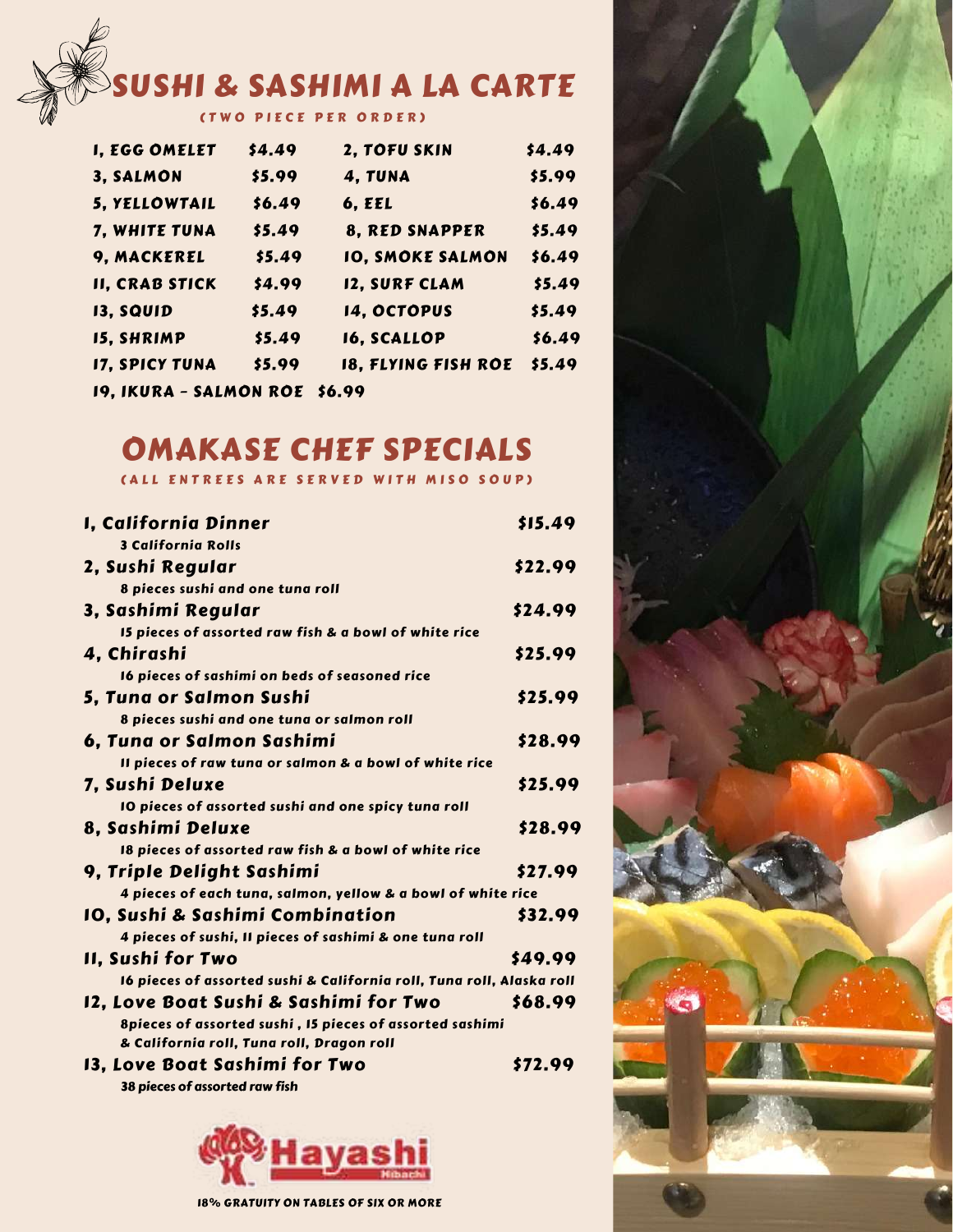# SUSHI & SASHIMI A LA CARTE

(TWO PIECE PER ORDER)

| | | | |
|---|---|---|---|
| 1, EGG OMELET | $4.49 | 2, TOFU SKIN | $4.49 |
| 3, SALMON | $5.99 | 4, TUNA | $5.99 |
| 5, YELLOWTAIL | $6.49 | 6, EEL | $6.49 |
| 7, WHITE TUNA | $5.49 | 8, RED SNAPPER | $5.49 |
| 9, MACKEREL | $5.49 | 10, SMOKE SALMON | $6.49 |
| 11, CRAB STICK | $4.99 | 12, SURF CLAM | $5.49 |
| 13, SQUID | $5.49 | 14, OCTOPUS | $5.49 |
| 15, SHRIMP | $5.49 | 16, SCALLOP | $6.49 |
| 17, SPICY TUNA | $5.99 | 18, FLYING FISH ROE | $5.49 |
| 19, IKURA - SALMON ROE | $6.99 | | |

# OMAKASE CHEF SPECIALS

(ALL ENTREES ARE SERVED WITH MISO SOUP)

**1, California Dinner** — $15.49
3 California Rolls

**2, Sushi Regular** — $22.99
8 pieces sushi and one tuna roll

**3, Sashimi Regular** — $24.99
15 pieces of assorted raw fish & a bowl of white rice

**4, Chirashi** — $25.99
16 pieces of sashimi on beds of seasoned rice

**5, Tuna or Salmon Sushi** — $25.99
8 pieces sushi and one tuna or salmon roll

**6, Tuna or Salmon Sashimi** — $28.99
11 pieces of raw tuna or salmon & a bowl of white rice

**7, Sushi Deluxe** — $25.99
10 pieces of assorted sushi and one spicy tuna roll

**8, Sashimi Deluxe** — $28.99
18 pieces of assorted raw fish & a bowl of white rice

**9, Triple Delight Sashimi** — $27.99
4 pieces of each tuna, salmon, yellow & a bowl of white rice

**10, Sushi & Sashimi Combination** — $32.99
4 pieces of sushi, 11 pieces of sashimi & one tuna roll

**11, Sushi for Two** — $49.99
16 pieces of assorted sushi & California roll, Tuna roll, Alaska roll

**12, Love Boat Sushi & Sashimi for Two** — $68.99
8pieces of assorted sushi , 15 pieces of assorted sashimi & California roll, Tuna roll, Dragon roll

**13, Love Boat Sashimi for Two** — $72.99
38 pieces of assorted raw fish

Hayashi Hibachi

18% GRATUITY ON TABLES OF SIX OR MORE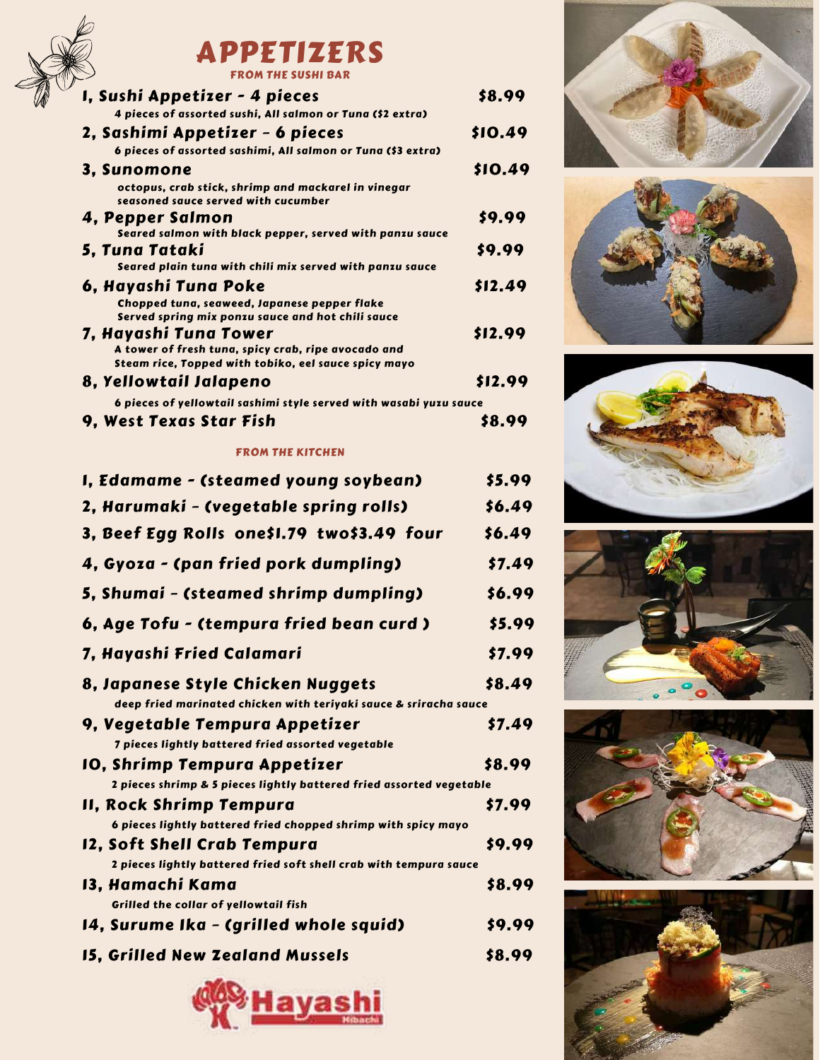# APPETIZERS

## FROM THE SUSHI BAR

**1, Sushi Appetizer - 4 pieces** — **$8.99**
*4 pieces of assorted sushi, All salmon or Tuna ($2 extra)*

**2, Sashimi Appetizer - 6 pieces** — **$10.49**
*6 pieces of assorted sashimi, All salmon or Tuna ($3 extra)*

**3, Sunomone** — **$10.49**
*octopus, crab stick, shrimp and mackarel in vinegar seasoned sauce served with cucumber*

**4, Pepper Salmon** — **$9.99**
*Seared salmon with black pepper, served with panzu sauce*

**5, Tuna Tataki** — **$9.99**
*Seared plain tuna with chili mix served with panzu sauce*

**6, Hayashi Tuna Poke** — **$12.49**
*Chopped tuna, seaweed, Japanese pepper flake Served spring mix ponzu sauce and hot chili sauce*

**7, Hayashi Tuna Tower** — **$12.99**
*A tower of fresh tuna, spicy crab, ripe avocado and Steam rice, Topped with tobiko, eel sauce spicy mayo*

**8, Yellowtail Jalapeno** — **$12.99**
*6 pieces of yellowtail sashimi style served with wasabi yuzu sauce*

**9, West Texas Star Fish** — **$8.99**

## FROM THE KITCHEN

**1, Edamame - (steamed young soybean)** — **$5.99**

**2, Harumaki - (vegetable spring rolls)** — **$6.49**

**3, Beef Egg Rolls one$1.79 two$3.49 four** — **$6.49**

**4, Gyoza - (pan fried pork dumpling)** — **$7.49**

**5, Shumai - (steamed shrimp dumpling)** — **$6.99**

**6, Age Tofu - (tempura fried bean curd )** — **$5.99**

**7, Hayashi Fried Calamari** — **$7.99**

**8, Japanese Style Chicken Nuggets** — **$8.49**
*deep fried marinated chicken with teriyaki sauce & sriracha sauce*

**9, Vegetable Tempura Appetizer** — **$7.49**
*7 pieces lightly battered fried assorted vegetable*

**10, Shrimp Tempura Appetizer** — **$8.99**
*2 pieces shrimp & 5 pieces lightly battered fried assorted vegetable*

**11, Rock Shrimp Tempura** — **$7.99**
*6 pieces lightly battered fried chopped shrimp with spicy mayo*

**12, Soft Shell Crab Tempura** — **$9.99**
*2 pieces lightly battered fried soft shell crab with tempura sauce*

**13, Hamachi Kama** — **$8.99**
*Grilled the collar of yellowtail fish*

**14, Surume Ika - (grilled whole squid)** — **$9.99**

**15, Grilled New Zealand Mussels** — **$8.99**

Hayashi Hibachi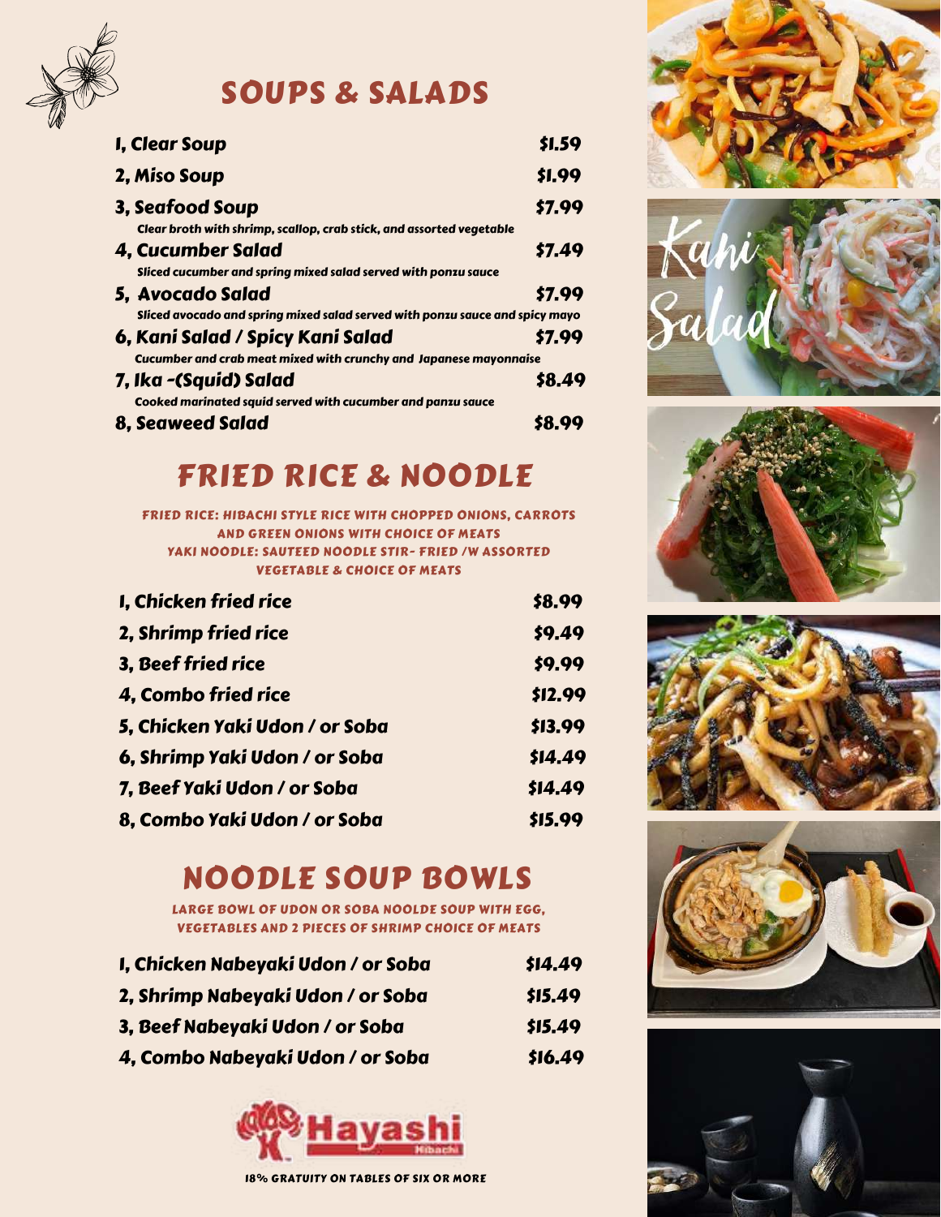## SOUPS & SALADS

| Item | Price |
| --- | --- |
| 1, Clear Soup | $1.59 |
| 2, Miso Soup | $1.99 |
| 3, Seafood Soup<br>Clear broth with shrimp, scallop, crab stick, and assorted vegetable | $7.99 |
| 4, Cucumber Salad<br>Sliced cucumber and spring mixed salad served with ponzu sauce | $7.49 |
| 5, Avocado Salad<br>Sliced avocado and spring mixed salad served with ponzu sauce and spicy mayo | $7.99 |
| 6, Kani Salad / Spicy Kani Salad<br>Cucumber and crab meat mixed with crunchy and Japanese mayonnaise | $7.99 |
| 7, Ika -(Squid) Salad<br>Cooked marinated squid served with cucumber and panzu sauce | $8.49 |
| 8, Seaweed Salad | $8.99 |

## FRIED RICE & NOODLE

FRIED RICE: HIBACHI STYLE RICE WITH CHOPPED ONIONS, CARROTS AND GREEN ONIONS WITH CHOICE OF MEATS
YAKI NOODLE: SAUTEED NOODLE STIR- FRIED /W ASSORTED VEGETABLE & CHOICE OF MEATS

| Item | Price |
| --- | --- |
| 1, Chicken fried rice | $8.99 |
| 2, Shrimp fried rice | $9.49 |
| 3, Beef fried rice | $9.99 |
| 4, Combo fried rice | $12.99 |
| 5, Chicken Yaki Udon / or Soba | $13.99 |
| 6, Shrimp Yaki Udon / or Soba | $14.49 |
| 7, Beef Yaki Udon / or Soba | $14.49 |
| 8, Combo Yaki Udon / or Soba | $15.99 |

## NOODLE SOUP BOWLS

LARGE BOWL OF UDON OR SOBA NOOLDE SOUP WITH EGG, VEGETABLES AND 2 PIECES OF SHRIMP CHOICE OF MEATS

| Item | Price |
| --- | --- |
| 1, Chicken Nabeyaki Udon / or Soba | $14.49 |
| 2, Shrimp Nabeyaki Udon / or Soba | $15.49 |
| 3, Beef Nabeyaki Udon / or Soba | $15.49 |
| 4, Combo Nabeyaki Udon / or Soba | $16.49 |

Kani Salad

Hayashi Hibachi

18% GRATUITY ON TABLES OF SIX OR MORE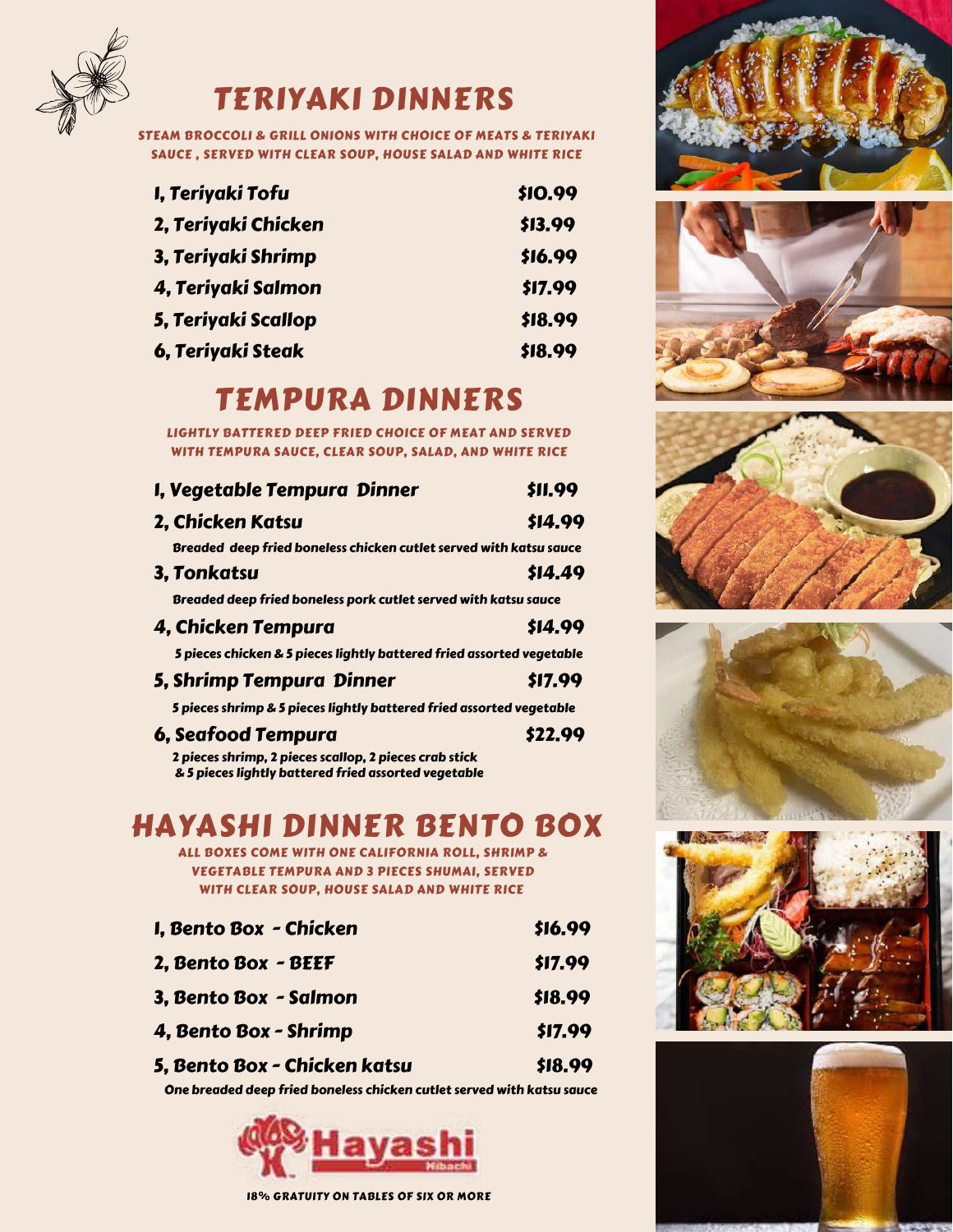# TERIYAKI DINNERS

**STEAM BROCCOLI & GRILL ONIONS WITH CHOICE OF MEATS & TERIYAKI SAUCE , SERVED WITH CLEAR SOUP, HOUSE SALAD AND WHITE RICE**

| Item | Price |
|---|---|
| 1, Teriyaki Tofu | $10.99 |
| 2, Teriyaki Chicken | $13.99 |
| 3, Teriyaki Shrimp | $16.99 |
| 4, Teriyaki Salmon | $17.99 |
| 5, Teriyaki Scallop | $18.99 |
| 6, Teriyaki Steak | $18.99 |

# TEMPURA DINNERS

**LIGHTLY BATTERED DEEP FRIED CHOICE OF MEAT AND SERVED WITH TEMPURA SAUCE, CLEAR SOUP, SALAD, AND WHITE RICE**

***1, Vegetable Tempura Dinner*** — **$11.99**

***2, Chicken Katsu*** — **$14.99**

*Breaded deep fried boneless chicken cutlet served with katsu sauce*

***3, Tonkatsu*** — **$14.49**

*Breaded deep fried boneless pork cutlet served with katsu sauce*

***4, Chicken Tempura*** — **$14.99**

*5 pieces chicken & 5 pieces lightly battered fried assorted vegetable*

***5, Shrimp Tempura Dinner*** — **$17.99**

*5 pieces shrimp & 5 pieces lightly battered fried assorted vegetable*

***6, Seafood Tempura*** — **$22.99**

*2 pieces shrimp, 2 pieces scallop, 2 pieces crab stick & 5 pieces lightly battered fried assorted vegetable*

# HAYASHI DINNER BENTO BOX

**ALL BOXES COME WITH ONE CALIFORNIA ROLL, SHRIMP & VEGETABLE TEMPURA AND 3 PIECES SHUMAI, SERVED WITH CLEAR SOUP, HOUSE SALAD AND WHITE RICE**

| Item | Price |
|---|---|
| 1, Bento Box - Chicken | $16.99 |
| 2, Bento Box - BEEF | $17.99 |
| 3, Bento Box - Salmon | $18.99 |
| 4, Bento Box - Shrimp | $17.99 |
| 5, Bento Box - Chicken katsu | $18.99 |

*One breaded deep fried boneless chicken cutlet served with katsu sauce*

Hayashi Hibachi

**18% GRATUITY ON TABLES OF SIX OR MORE**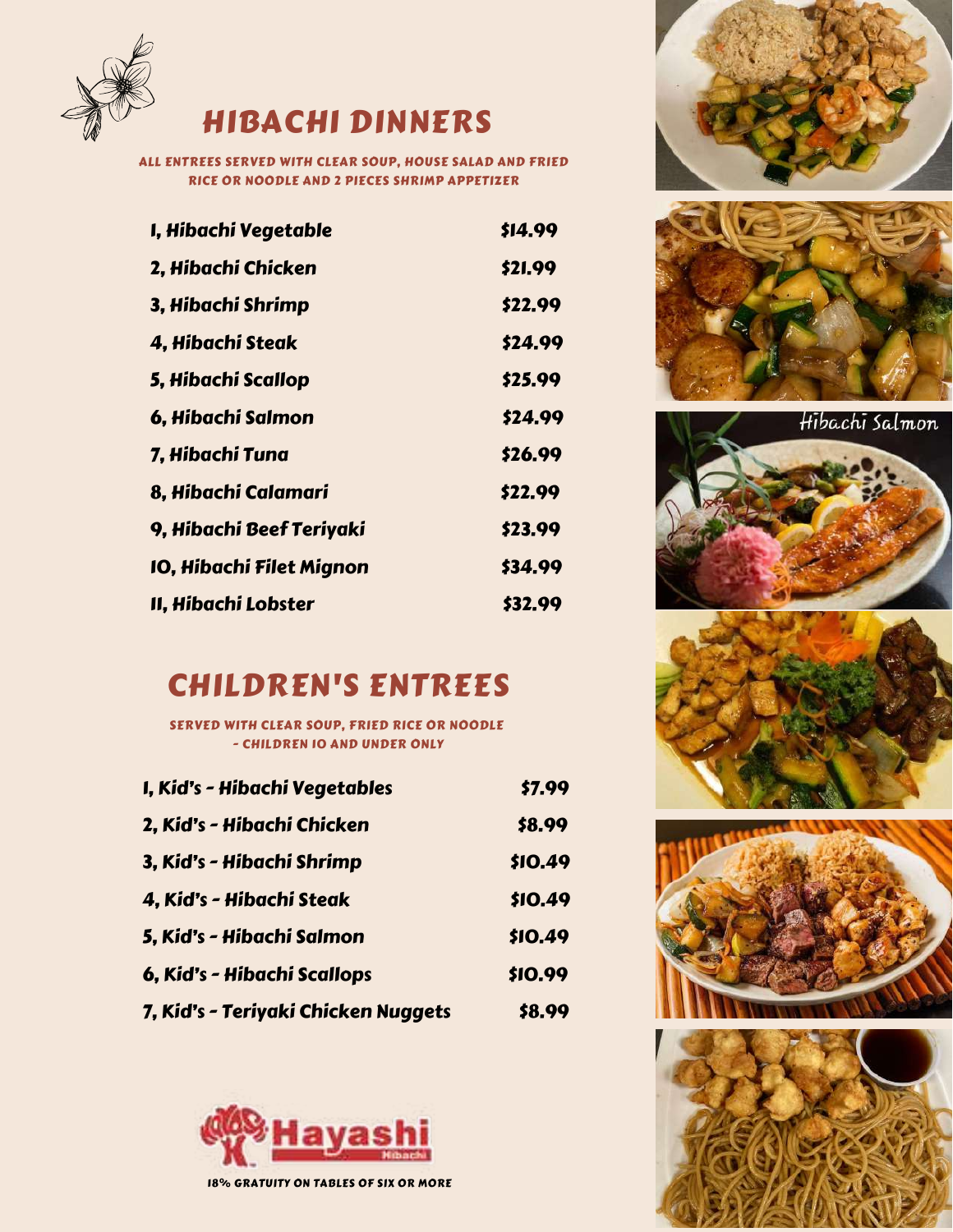# HIBACHI DINNERS

ALL ENTREES SERVED WITH CLEAR SOUP, HOUSE SALAD AND FRIED RICE OR NOODLE AND 2 PIECES SHRIMP APPETIZER

| Item | Price |
| --- | --- |
| 1, Hibachi Vegetable | $14.99 |
| 2, Hibachi Chicken | $21.99 |
| 3, Hibachi Shrimp | $22.99 |
| 4, Hibachi Steak | $24.99 |
| 5, Hibachi Scallop | $25.99 |
| 6, Hibachi Salmon | $24.99 |
| 7, Hibachi Tuna | $26.99 |
| 8, Hibachi Calamari | $22.99 |
| 9, Hibachi Beef Teriyaki | $23.99 |
| 10, Hibachi Filet Mignon | $34.99 |
| 11, Hibachi Lobster | $32.99 |

# CHILDREN'S ENTREES

SERVED WITH CLEAR SOUP, FRIED RICE OR NOODLE - CHILDREN 10 AND UNDER ONLY

| Item | Price |
| --- | --- |
| 1, Kid's - Hibachi Vegetables | $7.99 |
| 2, Kid's - Hibachi Chicken | $8.99 |
| 3, Kid's - Hibachi Shrimp | $10.49 |
| 4, Kid's - Hibachi Steak | $10.49 |
| 5, Kid's - Hibachi Salmon | $10.49 |
| 6, Kid's - Hibachi Scallops | $10.99 |
| 7, Kid's - Teriyaki Chicken Nuggets | $8.99 |

Hayashi Hibachi

18% GRATUITY ON TABLES OF SIX OR MORE

Hibachi Salmon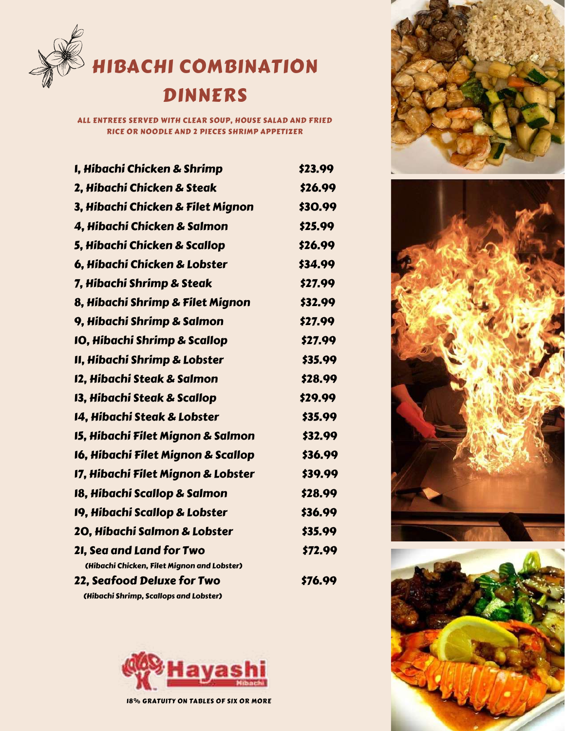# HIBACHI COMBINATION DINNERS

**ALL ENTREES SERVED WITH CLEAR SOUP, HOUSE SALAD AND FRIED RICE OR NOODLE AND 2 PIECES SHRIMP APPETIZER**

| Item | Price |
|---|---|
| 1, Hibachi Chicken & Shrimp | $23.99 |
| 2, Hibachi Chicken & Steak | $26.99 |
| 3, Hibachi Chicken & Filet Mignon | $30.99 |
| 4, Hibachi Chicken & Salmon | $25.99 |
| 5, Hibachi Chicken & Scallop | $26.99 |
| 6, Hibachi Chicken & Lobster | $34.99 |
| 7, Hibachi Shrimp & Steak | $27.99 |
| 8, Hibachi Shrimp & Filet Mignon | $32.99 |
| 9, Hibachi Shrimp & Salmon | $27.99 |
| 10, Hibachi Shrimp & Scallop | $27.99 |
| 11, Hibachi Shrimp & Lobster | $35.99 |
| 12, Hibachi Steak & Salmon | $28.99 |
| 13, Hibachi Steak & Scallop | $29.99 |
| 14, Hibachi Steak & Lobster | $35.99 |
| 15, Hibachi Filet Mignon & Salmon | $32.99 |
| 16, Hibachi Filet Mignon & Scallop | $36.99 |
| 17, Hibachi Filet Mignon & Lobster | $39.99 |
| 18, Hibachi Scallop & Salmon | $28.99 |
| 19, Hibachi Scallop & Lobster | $36.99 |
| 20, Hibachi Salmon & Lobster | $35.99 |
| 21, Sea and Land for Two (Hibachi Chicken, Filet Mignon and Lobster) | $72.99 |
| 22, Seafood Deluxe for Two (Hibachi Shrimp, Scallops and Lobster) | $76.99 |

Hayashi Hibachi

**18% GRATUITY ON TABLES OF SIX OR MORE**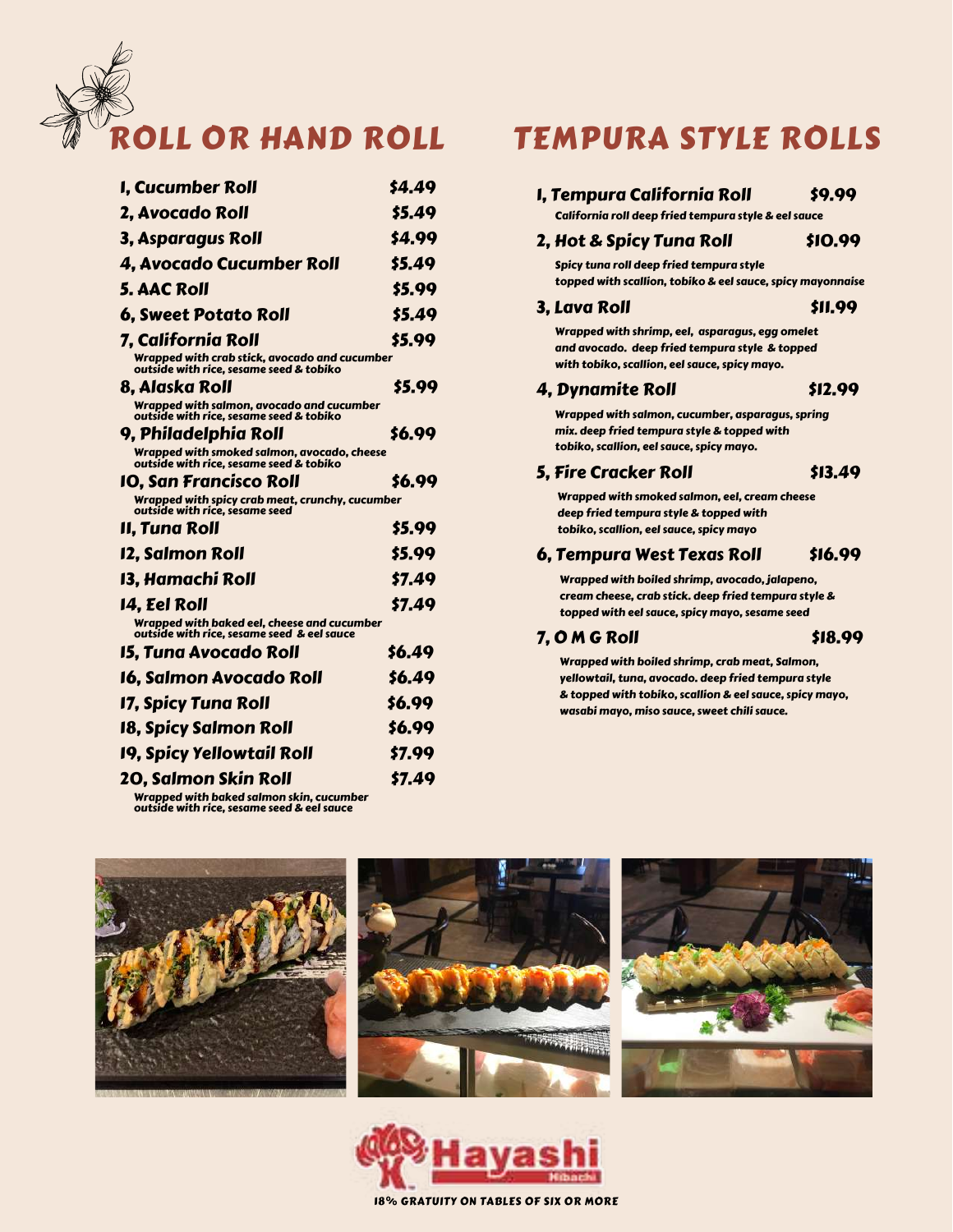# ROLL OR HAND ROLL

| Item | Price |
|---|---|
| 1, Cucumber Roll | $4.49 |
| 2, Avocado Roll | $5.49 |
| 3, Asparagus Roll | $4.99 |
| 4, Avocado Cucumber Roll | $5.49 |
| 5. AAC Roll | $5.99 |
| 6, Sweet Potato Roll | $5.49 |
| 7, California Roll<br>Wrapped with crab stick, avocado and cucumber outside with rice, sesame seed & tobiko | $5.99 |
| 8, Alaska Roll<br>Wrapped with salmon, avocado and cucumber outside with rice, sesame seed & tobiko | $5.99 |
| 9, Philadelphia Roll<br>Wrapped with smoked salmon, avocado, cheese outside with rice, sesame seed & tobiko | $6.99 |
| 10, San Francisco Roll<br>Wrapped with spicy crab meat, crunchy, cucumber outside with rice, sesame seed | $6.99 |
| 11, Tuna Roll | $5.99 |
| 12, Salmon Roll | $5.99 |
| 13, Hamachi Roll | $7.49 |
| 14, Eel Roll<br>Wrapped with baked eel, cheese and cucumber outside with rice, sesame seed & eel sauce | $7.49 |
| 15, Tuna Avocado Roll | $6.49 |
| 16, Salmon Avocado Roll | $6.49 |
| 17, Spicy Tuna Roll | $6.99 |
| 18, Spicy Salmon Roll | $6.99 |
| 19, Spicy Yellowtail Roll | $7.99 |
| 20, Salmon Skin Roll<br>Wrapped with baked salmon skin, cucumber outside with rice, sesame seed & eel sauce | $7.49 |

# TEMPURA STYLE ROLLS

| Item | Price |
|---|---|
| 1, Tempura California Roll<br>California roll deep fried tempura style & eel sauce | $9.99 |
| 2, Hot & Spicy Tuna Roll<br>Spicy tuna roll deep fried tempura style topped with scallion, tobiko & eel sauce, spicy mayonnaise | $10.99 |
| 3, Lava Roll<br>Wrapped with shrimp, eel, asparagus, egg omelet and avocado. deep fried tempura style & topped with tobiko, scallion, eel sauce, spicy mayo. | $11.99 |
| 4, Dynamite Roll<br>Wrapped with salmon, cucumber, asparagus, spring mix. deep fried tempura style & topped with tobiko, scallion, eel sauce, spicy mayo. | $12.99 |
| 5, Fire Cracker Roll<br>Wrapped with smoked salmon, eel, cream cheese deep fried tempura style & topped with tobiko, scallion, eel sauce, spicy mayo | $13.49 |
| 6, Tempura West Texas Roll<br>Wrapped with boiled shrimp, avocado, jalapeno, cream cheese, crab stick. deep fried tempura style & topped with eel sauce, spicy mayo, sesame seed | $16.99 |
| 7, O M G Roll<br>Wrapped with boiled shrimp, crab meat, Salmon, yellowtail, tuna, avocado. deep fried tempura style & topped with tobiko, scallion & eel sauce, spicy mayo, wasabi mayo, miso sauce, sweet chili sauce. | $18.99 |

Hayashi Hibachi

18% GRATUITY ON TABLES OF SIX OR MORE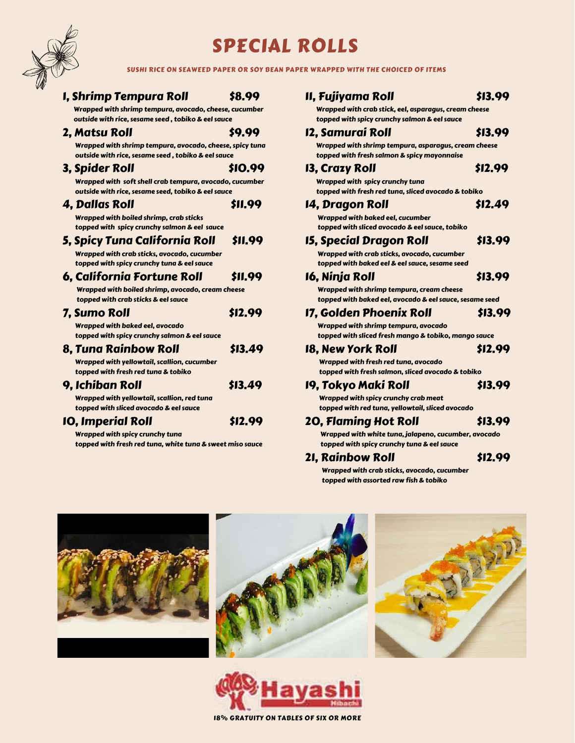# SPECIAL ROLLS

SUSHI RICE ON SEAWEED PAPER OR SOY BEAN PAPER WRAPPED WITH THE CHOICED OF ITEMS

**1, Shrimp Tempura Roll** **$8.99**
*Wrapped with shrimp tempura, avocado, cheese, cucumber outside with rice, sesame seed , tobiko & eel sauce*

**2, Matsu Roll** **$9.99**
*Wrapped with shrimp tempura, avocado, cheese, spicy tuna outside with rice, sesame seed , tobiko & eel sauce*

**3, Spider Roll** **$10.99**
*Wrapped with soft shell crab tempura, avocado, cucumber outside with rice, sesame seed, tobiko & eel sauce*

**4, Dallas Roll** **$11.99**
*Wrapped with boiled shrimp, crab sticks topped with spicy crunchy salmon & eel sauce*

**5, Spicy Tuna California Roll** **$11.99**
*Wrapped with crab sticks, avocado, cucumber topped with spicy crunchy tuna & eel sauce*

**6, California Fortune Roll** **$11.99**
*Wrapped with boiled shrimp, avocado, cream cheese topped with crab sticks & eel sauce*

**7, Sumo Roll** **$12.99**
*Wrapped with baked eel, avocado topped with spicy crunchy salmon & eel sauce*

**8, Tuna Rainbow Roll** **$13.49**
*Wrapped with yellowtail, scallion, cucumber topped with fresh red tuna & tobiko*

**9, Ichiban Roll** **$13.49**
*Wrapped with yellowtail, scallion, red tuna topped with sliced avocado & eel sauce*

**10, Imperial Roll** **$12.99**
*Wrapped with spicy crunchy tuna topped with fresh red tuna, white tuna & sweet miso sauce*

**11, Fujiyama Roll** **$13.99**
*Wrapped with crab stick, eel, asparagus, cream cheese topped with spicy crunchy salmon & eel sauce*

**12, Samurai Roll** **$13.99**
*Wrapped with shrimp tempura, asparagus, cream cheese topped with fresh salmon & spicy mayonnaise*

**13, Crazy Roll** **$12.99**
*Wrapped with spicy crunchy tuna topped with fresh red tuna, sliced avocado & tobiko*

**14, Dragon Roll** **$12.49**
*Wrapped with baked eel, cucumber topped with sliced avocado & eel sauce, tobiko*

**15, Special Dragon Roll** **$13.99**
*Wrapped with crab sticks, avocado, cucumber topped with baked eel & eel sauce, sesame seed*

**16, Ninja Roll** **$13.99**
*Wrapped with shrimp tempura, cream cheese topped with baked eel, avocado & eel sauce, sesame seed*

**17, Golden Phoenix Roll** **$13.99**
*Wrapped with shrimp tempura, avocado topped with sliced fresh mango & tobiko, mango sauce*

**18, New York Roll** **$12.99**
*Wrapped with fresh red tuna, avocado topped with fresh salmon, sliced avocado & tobiko*

**19, Tokyo Maki Roll** **$13.99**
*Wrapped with spicy crunchy crab meat topped with red tuna, yellowtail, sliced avocado*

**20, Flaming Hot Roll** **$13.99**
*Wrapped with white tuna, jalapeno, cucumber, avocado topped with spicy crunchy tuna & eel sauce*

**21, Rainbow Roll** **$12.99**
*Wrapped with crab sticks, avocado, cucumber topped with assorted raw fish & tobiko*

Hayashi Hibachi

18% GRATUITY ON TABLES OF SIX OR MORE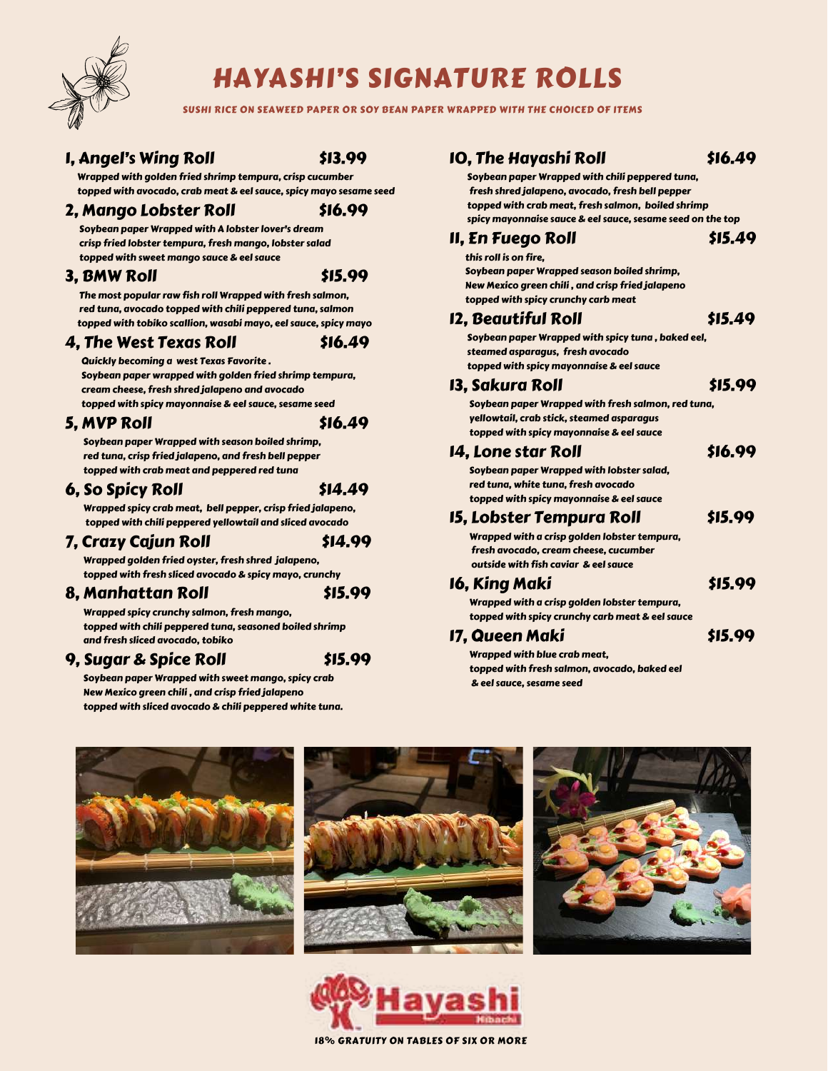# HAYASHI'S SIGNATURE ROLLS

SUSHI RICE ON SEAWEED PAPER OR SOY BEAN PAPER WRAPPED WITH THE CHOICED OF ITEMS

### 1, Angel's Wing Roll — $13.99

Wrapped with golden fried shrimp tempura, crisp cucumber
topped with avocado, crab meat & eel sauce, spicy mayo sesame seed

### 2, Mango Lobster Roll — $16.99

Soybean paper Wrapped with A lobster lover's dream
crisp fried lobster tempura, fresh mango, lobster salad
topped with sweet mango sauce & eel sauce

### 3, BMW Roll — $15.99

The most popular raw fish roll Wrapped with fresh salmon,
red tuna, avocado topped with chili peppered tuna, salmon
topped with tobiko scallion, wasabi mayo, eel sauce, spicy mayo

### 4, The West Texas Roll — $16.49

Quickly becoming a west Texas Favorite .
Soybean paper wrapped with golden fried shrimp tempura,
cream cheese, fresh shred jalapeno and avocado
topped with spicy mayonnaise & eel sauce, sesame seed

### 5, MVP Roll — $16.49

Soybean paper Wrapped with season boiled shrimp,
red tuna, crisp fried jalapeno, and fresh bell pepper
topped with crab meat and peppered red tuna

### 6, So Spicy Roll — $14.49

Wrapped spicy crab meat, bell pepper, crisp fried jalapeno,
topped with chili peppered yellowtail and sliced avocado

### 7, Crazy Cajun Roll — $14.99

Wrapped golden fried oyster, fresh shred jalapeno,
topped with fresh sliced avocado & spicy mayo, crunchy

### 8, Manhattan Roll — $15.99

Wrapped spicy crunchy salmon, fresh mango,
topped with chili peppered tuna, seasoned boiled shrimp
and fresh sliced avocado, tobiko

### 9, Sugar & Spice Roll — $15.99

Soybean paper Wrapped with sweet mango, spicy crab
New Mexico green chili , and crisp fried jalapeno
topped with sliced avocado & chili peppered white tuna.

### 10, The Hayashi Roll — $16.49

Soybean paper Wrapped with chili peppered tuna,
fresh shred jalapeno, avocado, fresh bell pepper
topped with crab meat, fresh salmon, boiled shrimp
spicy mayonnaise sauce & eel sauce, sesame seed on the top

### 11, En Fuego Roll — $15.49

this roll is on fire,
Soybean paper Wrapped season boiled shrimp,
New Mexico green chili , and crisp fried jalapeno
topped with spicy crunchy carb meat

### 12, Beautiful Roll — $15.49

Soybean paper Wrapped with spicy tuna , baked eel,
steamed asparagus, fresh avocado
topped with spicy mayonnaise & eel sauce

### 13, Sakura Roll — $15.99

Soybean paper Wrapped with fresh salmon, red tuna,
yellowtail, crab stick, steamed asparagus
topped with spicy mayonnaise & eel sauce

### 14, Lone star Roll — $16.99

Soybean paper Wrapped with lobster salad,
red tuna, white tuna, fresh avocado
topped with spicy mayonnaise & eel sauce

### 15, Lobster Tempura Roll — $15.99

Wrapped with a crisp golden lobster tempura,
fresh avocado, cream cheese, cucumber
outside with fish caviar & eel sauce

### 16, King Maki — $15.99

Wrapped with a crisp golden lobster tempura,
topped with spicy crunchy carb meat & eel sauce

### 17, Queen Maki — $15.99

Wrapped with blue crab meat,
topped with fresh salmon, avocado, baked eel
& eel sauce, sesame seed

Hayashi Hibachi

18% GRATUITY ON TABLES OF SIX OR MORE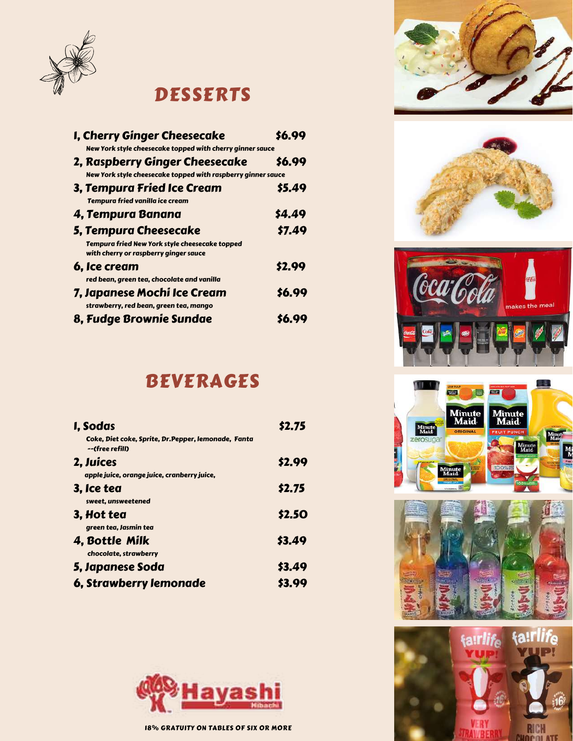# DESSERTS

**1, Cherry Ginger Cheesecake** — **$6.99**
*New York style cheesecake topped with cherry ginner sauce*

**2, Raspberry Ginger Cheesecake** — **$6.99**
*New York style cheesecake topped with raspberry ginner sauce*

**3, Tempura Fried Ice Cream** — **$5.49**
*Tempura fried vanilla ice cream*

**4, Tempura Banana** — **$4.49**

**5, Tempura Cheesecake** — **$7.49**
*Tempura fried New York style cheesecake topped with cherry or raspberry ginger sauce*

**6, Ice cream** — **$2.99**
*red bean, green tea, chocolate and vanilla*

**7, Japanese Mochi Ice Cream** — **$6.99**
*strawberry, red bean, green tea, mango*

**8, Fudge Brownie Sundae** — **$6.99**

# BEVERAGES

**1, Sodas** — **$2.75**
*Coke, Diet coke, Sprite, Dr.Pepper, lemonade, Fanta --(free refill)*

**2, Juices** — **$2.99**
*apple juice, orange juice, cranberry juice,*

**3, Ice tea** — **$2.75**
*sweet, unsweetened*

**3, Hot tea** — **$2.50**
*green tea, Jasmin tea*

**4, Bottle Milk** — **$3.49**
*chocolate, strawberry*

**5, Japanese Soda** — **$3.49**

**6, Strawberry lemonade** — **$3.99**

Hayashi Hibachi

**18% GRATUITY ON TABLES OF SIX OR MORE**